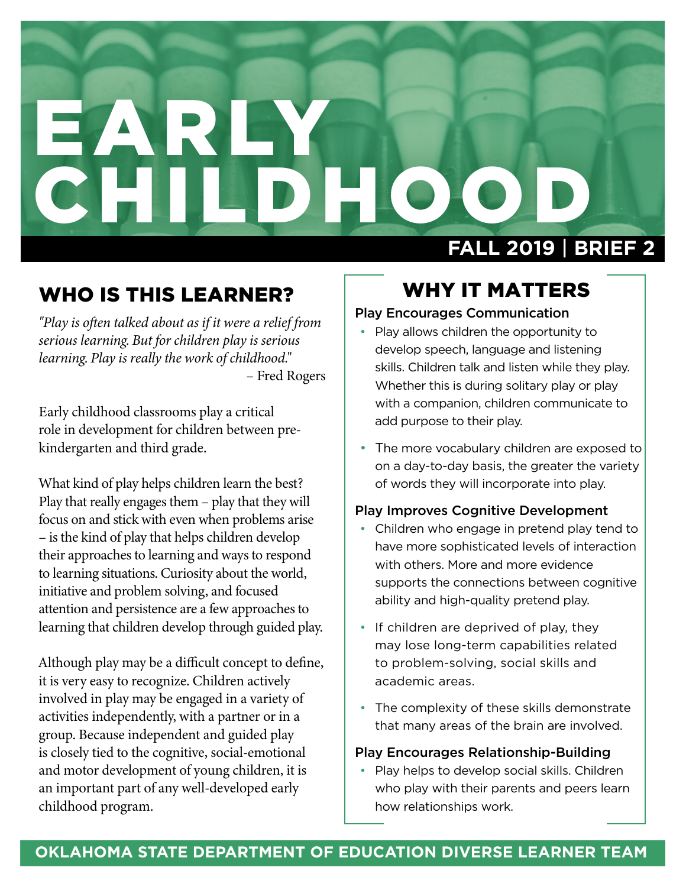# EARLY CHILDHOOD

**FALL 2019 | BRIEF 2**

## WHO IS THIS LEARNER?

*"Play is often talked about as if it were a relief from serious learning. But for children play is serious learning. Play is really the work of childhood."*
– Fred Rogers

Early childhood classrooms play a critical role in development for children between pre-kindergarten and third grade.

What kind of play helps children learn the best? Play that really engages them – play that they will focus on and stick with even when problems arise – is the kind of play that helps children develop their approaches to learning and ways to respond to learning situations. Curiosity about the world, initiative and problem solving, and focused attention and persistence are a few approaches to learning that children develop through guided play.

Although play may be a difficult concept to define, it is very easy to recognize. Children actively involved in play may be engaged in a variety of activities independently, with a partner or in a group. Because independent and guided play is closely tied to the cognitive, social-emotional and motor development of young children, it is an important part of any well-developed early childhood program.

## WHY IT MATTERS

### Play Encourages Communication

- Play allows children the opportunity to develop speech, language and listening skills. Children talk and listen while they play. Whether this is during solitary play or play with a companion, children communicate to add purpose to their play.
- The more vocabulary children are exposed to on a day-to-day basis, the greater the variety of words they will incorporate into play.

### Play Improves Cognitive Development

- Children who engage in pretend play tend to have more sophisticated levels of interaction with others. More and more evidence supports the connections between cognitive ability and high-quality pretend play.
- If children are deprived of play, they may lose long-term capabilities related to problem-solving, social skills and academic areas.
- The complexity of these skills demonstrate that many areas of the brain are involved.

### Play Encourages Relationship-Building

- Play helps to develop social skills. Children who play with their parents and peers learn how relationships work.

**OKLAHOMA STATE DEPARTMENT OF EDUCATION DIVERSE LEARNER TEAM**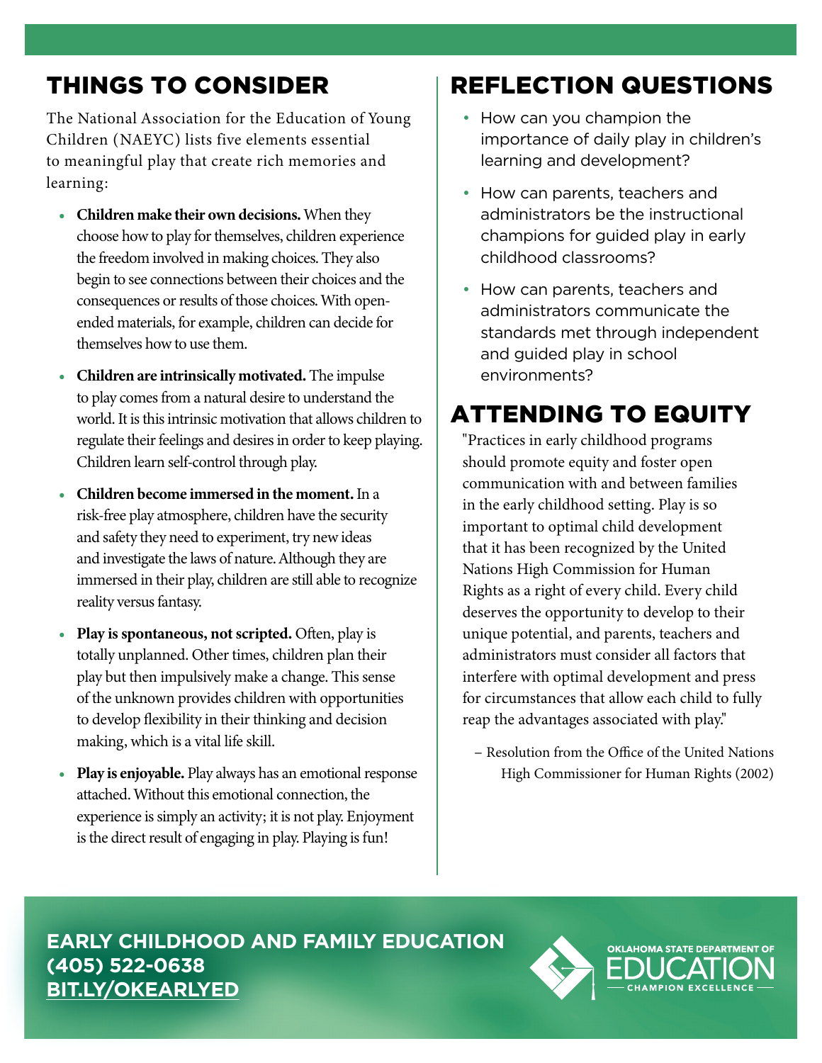## THINGS TO CONSIDER

The National Association for the Education of Young Children (NAEYC) lists five elements essential to meaningful play that create rich memories and learning:

- **Children make their own decisions.** When they choose how to play for themselves, children experience the freedom involved in making choices. They also begin to see connections between their choices and the consequences or results of those choices. With open-ended materials, for example, children can decide for themselves how to use them.
- **Children are intrinsically motivated.** The impulse to play comes from a natural desire to understand the world. It is this intrinsic motivation that allows children to regulate their feelings and desires in order to keep playing. Children learn self-control through play.
- **Children become immersed in the moment.** In a risk-free play atmosphere, children have the security and safety they need to experiment, try new ideas and investigate the laws of nature. Although they are immersed in their play, children are still able to recognize reality versus fantasy.
- **Play is spontaneous, not scripted.** Often, play is totally unplanned. Other times, children plan their play but then impulsively make a change. This sense of the unknown provides children with opportunities to develop flexibility in their thinking and decision making, which is a vital life skill.
- **Play is enjoyable.** Play always has an emotional response attached. Without this emotional connection, the experience is simply an activity; it is not play. Enjoyment is the direct result of engaging in play. Playing is fun!

## REFLECTION QUESTIONS

- How can you champion the importance of daily play in children's learning and development?
- How can parents, teachers and administrators be the instructional champions for guided play in early childhood classrooms?
- How can parents, teachers and administrators communicate the standards met through independent and guided play in school environments?

## ATTENDING TO EQUITY

"Practices in early childhood programs should promote equity and foster open communication with and between families in the early childhood setting. Play is so important to optimal child development that it has been recognized by the United Nations High Commission for Human Rights as a right of every child. Every child deserves the opportunity to develop to their unique potential, and parents, teachers and administrators must consider all factors that interfere with optimal development and press for circumstances that allow each child to fully reap the advantages associated with play."

– Resolution from the Office of the United Nations High Commissioner for Human Rights (2002)

**EARLY CHILDHOOD AND FAMILY EDUCATION**
**(405) 522-0638**
**BIT.LY/OKEARLYED**

OKLAHOMA STATE DEPARTMENT OF EDUCATION — CHAMPION EXCELLENCE